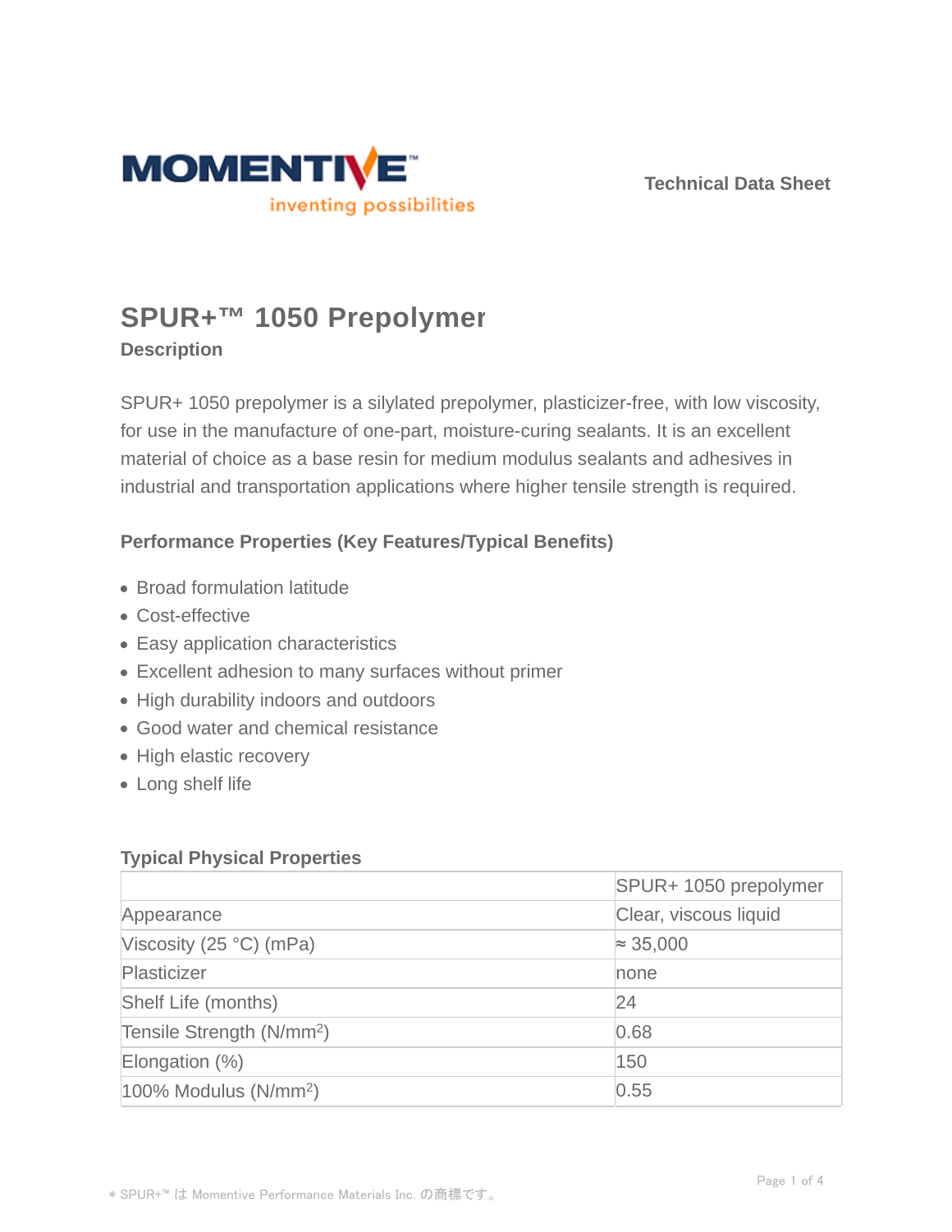# SPUR+™ 1050 Prepolymer

## Description

SPUR+ 1050 prepolymer is a silylated prepolymer, plasticizer-free, with low viscosity, for use in the manufacture of one-part, moisture-curing sealants. It is an excellent material of choice as a base resin for medium modulus sealants and adhesives in industrial and transportation applications where higher tensile strength is required.

### Performance Properties (Key Features/Typical Benefits)

- Broad formulation latitude
- Cost-effective
- Easy application characteristics
- Excellent adhesion to many surfaces without primer
- High durability indoors and outdoors
- Good water and chemical resistance
- High elastic recovery
- Long shelf life

### Typical Physical Properties

| | SPUR+ 1050 prepolymer |
|---|---|
| Appearance | Clear, viscous liquid |
| Viscosity (25 °C) (mPa) | ≈ 35,000 |
| Plasticizer | none |
| Shelf Life (months) | 24 |
| Tensile Strength (N/mm$^2$) | 0.68 |
| Elongation (%) | 150 |
| 100% Modulus (N/mm$^2$) | 0.55 |

＊ SPUR+™ は Momentive Performance Materials Inc. の商標です。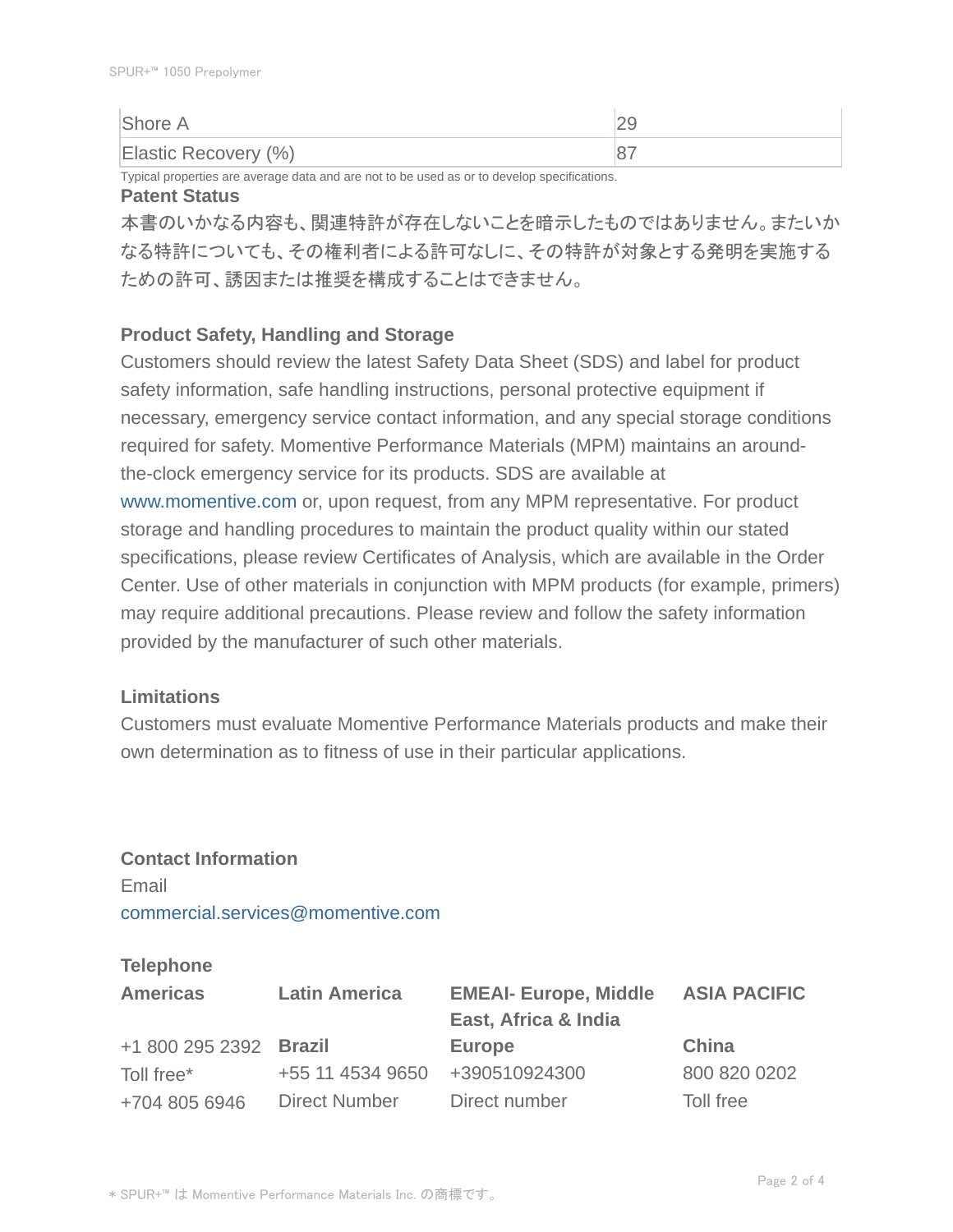| Shore A | 29 |
| --- | --- |
| Elastic Recovery (%) | 87 |

Typical properties are average data and are not to be used as or to develop specifications.

**Patent Status**

本書のいかなる内容も、関連特許が存在しないことを暗示したものではありません。またいかなる特許についても、その権利者による許可なしに、その特許が対象とする発明を実施するための許可、誘因または推奨を構成することはできません。

**Product Safety, Handling and Storage**

Customers should review the latest Safety Data Sheet (SDS) and label for product safety information, safe handling instructions, personal protective equipment if necessary, emergency service contact information, and any special storage conditions required for safety. Momentive Performance Materials (MPM) maintains an around-the-clock emergency service for its products. SDS are available at www.momentive.com or, upon request, from any MPM representative. For product storage and handling procedures to maintain the product quality within our stated specifications, please review Certificates of Analysis, which are available in the Order Center. Use of other materials in conjunction with MPM products (for example, primers) may require additional precautions. Please review and follow the safety information provided by the manufacturer of such other materials.

**Limitations**

Customers must evaluate Momentive Performance Materials products and make their own determination as to fitness of use in their particular applications.

**Contact Information**

Email

commercial.services@momentive.com

**Telephone**

| **Americas** | **Latin America** | **EMEAI- Europe, Middle East, Africa & India** | **ASIA PACIFIC** |
| --- | --- | --- | --- |
| +1 800 295 2392 | **Brazil** | **Europe** | **China** |
| Toll free* | +55 11 4534 9650 | +390510924300 | 800 820 0202 |
| +704 805 6946 | Direct Number | Direct number | Toll free |

* SPUR+™ は Momentive Performance Materials Inc. の商標です。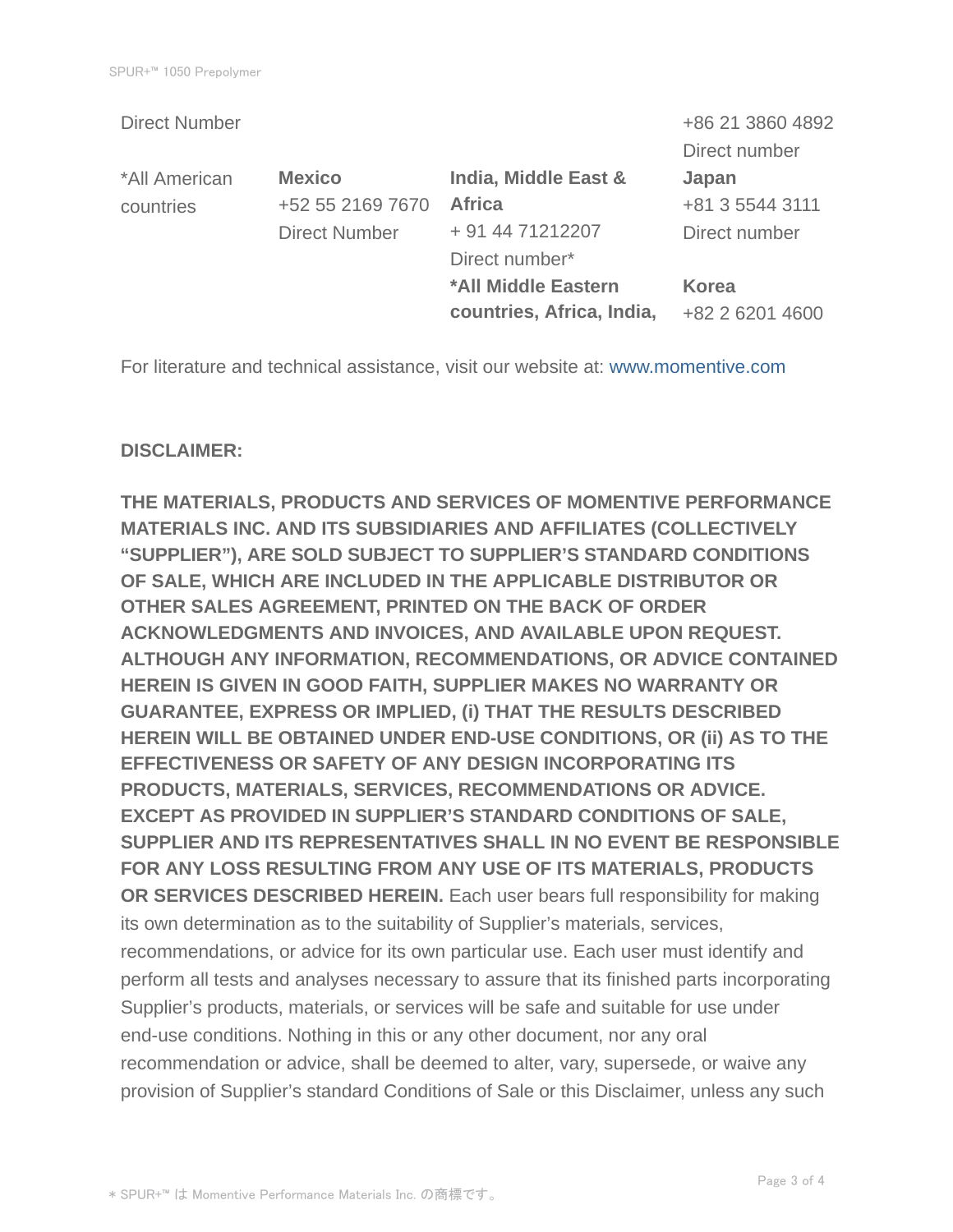| Direct Number | | | +86 21 3860 4892<br>Direct number |
|---|---|---|---|
| *All American countries | **Mexico**<br>+52 55 2169 7670<br>Direct Number | **India, Middle East & Africa**<br>+ 91 44 71212207<br>Direct number* | **Japan**<br>+81 3 5544 3111<br>Direct number |
| | | ***All Middle Eastern countries, Africa, India,** | **Korea**<br>+82 2 6201 4600 |

For literature and technical assistance, visit our website at: www.momentive.com

**DISCLAIMER:**

**THE MATERIALS, PRODUCTS AND SERVICES OF MOMENTIVE PERFORMANCE MATERIALS INC. AND ITS SUBSIDIARIES AND AFFILIATES (COLLECTIVELY "SUPPLIER"), ARE SOLD SUBJECT TO SUPPLIER'S STANDARD CONDITIONS OF SALE, WHICH ARE INCLUDED IN THE APPLICABLE DISTRIBUTOR OR OTHER SALES AGREEMENT, PRINTED ON THE BACK OF ORDER ACKNOWLEDGMENTS AND INVOICES, AND AVAILABLE UPON REQUEST. ALTHOUGH ANY INFORMATION, RECOMMENDATIONS, OR ADVICE CONTAINED HEREIN IS GIVEN IN GOOD FAITH, SUPPLIER MAKES NO WARRANTY OR GUARANTEE, EXPRESS OR IMPLIED, (i) THAT THE RESULTS DESCRIBED HEREIN WILL BE OBTAINED UNDER END-USE CONDITIONS, OR (ii) AS TO THE EFFECTIVENESS OR SAFETY OF ANY DESIGN INCORPORATING ITS PRODUCTS, MATERIALS, SERVICES, RECOMMENDATIONS OR ADVICE. EXCEPT AS PROVIDED IN SUPPLIER'S STANDARD CONDITIONS OF SALE, SUPPLIER AND ITS REPRESENTATIVES SHALL IN NO EVENT BE RESPONSIBLE FOR ANY LOSS RESULTING FROM ANY USE OF ITS MATERIALS, PRODUCTS OR SERVICES DESCRIBED HEREIN.** Each user bears full responsibility for making its own determination as to the suitability of Supplier's materials, services, recommendations, or advice for its own particular use. Each user must identify and perform all tests and analyses necessary to assure that its finished parts incorporating Supplier's products, materials, or services will be safe and suitable for use under end-use conditions. Nothing in this or any other document, nor any oral recommendation or advice, shall be deemed to alter, vary, supersede, or waive any provision of Supplier's standard Conditions of Sale or this Disclaimer, unless any such

* SPUR+™ は Momentive Performance Materials Inc. の商標です。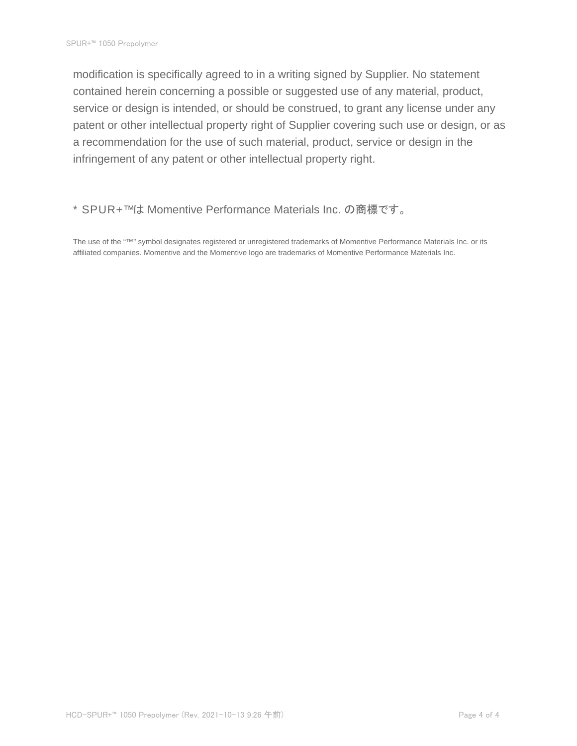modification is specifically agreed to in a writing signed by Supplier. No statement contained herein concerning a possible or suggested use of any material, product, service or design is intended, or should be construed, to grant any license under any patent or other intellectual property right of Supplier covering such use or design, or as a recommendation for the use of such material, product, service or design in the infringement of any patent or other intellectual property right.

* SPUR+™は Momentive Performance Materials Inc. の商標です。

The use of the "™" symbol designates registered or unregistered trademarks of Momentive Performance Materials Inc. or its affiliated companies. Momentive and the Momentive logo are trademarks of Momentive Performance Materials Inc.